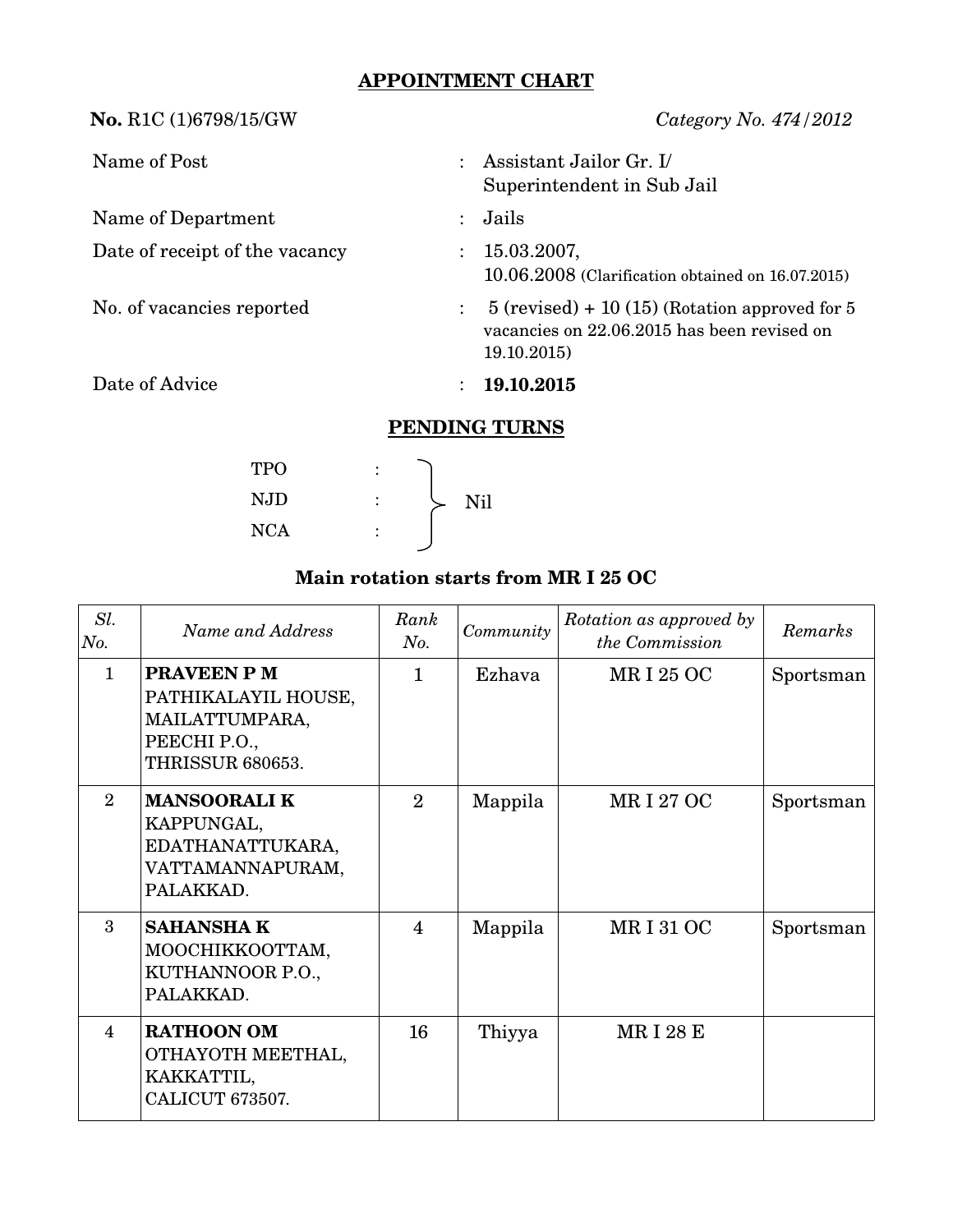## APPOINTMENT CHART

**No.** R1C (1)6798/15/GW *Category No. 474/2012*

| | | |
|---|---|---|
| Name of Post | : | Assistant Jailor Gr. I/ Superintendent in Sub Jail |
| Name of Department | : | Jails |
| Date of receipt of the vacancy | : | 15.03.2007, 10.06.2008 (Clarification obtained on 16.07.2015) |
| No. of vacancies reported | : | 5 (revised) + 10 (15) (Rotation approved for 5 vacancies on 22.06.2015 has been revised on 19.10.2015) |
| Date of Advice | : | **19.10.2015** |

## PENDING TURNS

TPO :
NJD :
NCA :
} Nil

### Main rotation starts from MR I 25 OC

| *Sl. No.* | *Name and Address* | *Rank No.* | *Community* | *Rotation as approved by the Commission* | *Remarks* |
|---|---|---|---|---|---|
| 1 | **PRAVEEN P M** PATHIKALAYIL HOUSE, MAILATTUMPARA, PEECHI P.O., THRISSUR 680653. | 1 | Ezhava | MR I 25 OC | Sportsman |
| 2 | **MANSOORALI K** KAPPUNGAL, EDATHANATTUKARA, VATTAMANNAPURAM, PALAKKAD. | 2 | Mappila | MR I 27 OC | Sportsman |
| 3 | **SAHANSHA K** MOOCHIKKOOTTAM, KUTHANNOOR P.O., PALAKKAD. | 4 | Mappila | MR I 31 OC | Sportsman |
| 4 | **RATHOON OM** OTHAYOTH MEETHAL, KAKKATTIL, CALICUT 673507. | 16 | Thiyya | MR I 28 E | |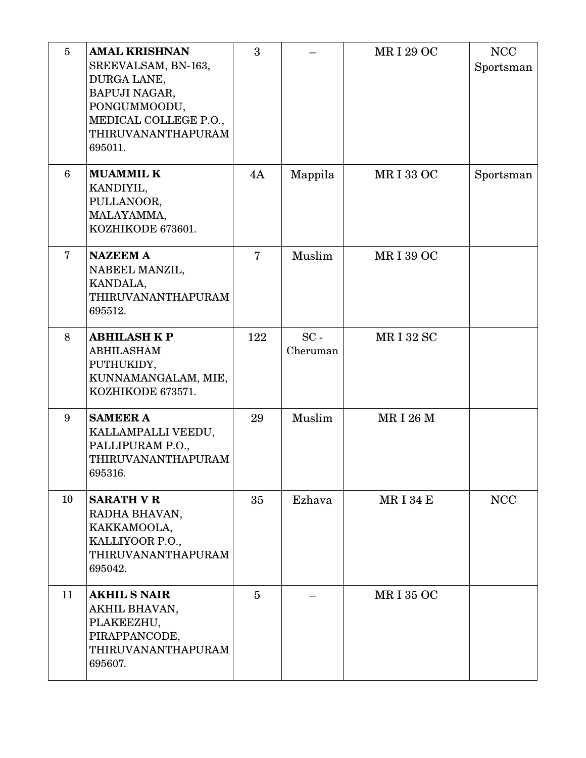| 5 | **AMAL KRISHNAN**<br>SREEVALSAM, BN-163,<br>DURGA LANE,<br>BAPUJI NAGAR,<br>PONGUMMOODU,<br>MEDICAL COLLEGE P.O.,<br>THIRUVANANTHAPURAM<br>695011. | 3 | – | MR I 29 OC | NCC<br>Sportsman |
|---|---|---|---|---|---|
| 6 | **MUAMMIL K**<br>KANDIYIL,<br>PULLANOOR,<br>MALAYAMMA,<br>KOZHIKODE 673601. | 4A | Mappila | MR I 33 OC | Sportsman |
| 7 | **NAZEEM A**<br>NABEEL MANZIL,<br>KANDALA,<br>THIRUVANANTHAPURAM<br>695512. | 7 | Muslim | MR I 39 OC | |
| 8 | **ABHILASH K P**<br>ABHILASHAM<br>PUTHUKIDY,<br>KUNNAMANGALAM, MIE,<br>KOZHIKODE 673571. | 122 | SC -<br>Cheruman | MR I 32 SC | |
| 9 | **SAMEER A**<br>KALLAMPALLI VEEDU,<br>PALLIPURAM P.O.,<br>THIRUVANANTHAPURAM<br>695316. | 29 | Muslim | MR I 26 M | |
| 10 | **SARATH V R**<br>RADHA BHAVAN,<br>KAKKAMOOLA,<br>KALLIYOOR P.O.,<br>THIRUVANANTHAPURAM<br>695042. | 35 | Ezhava | MR I 34 E | NCC |
| 11 | **AKHIL S NAIR**<br>AKHIL BHAVAN,<br>PLAKEEZHU,<br>PIRAPPANCODE,<br>THIRUVANANTHAPURAM<br>695607. | 5 | – | MR I 35 OC | |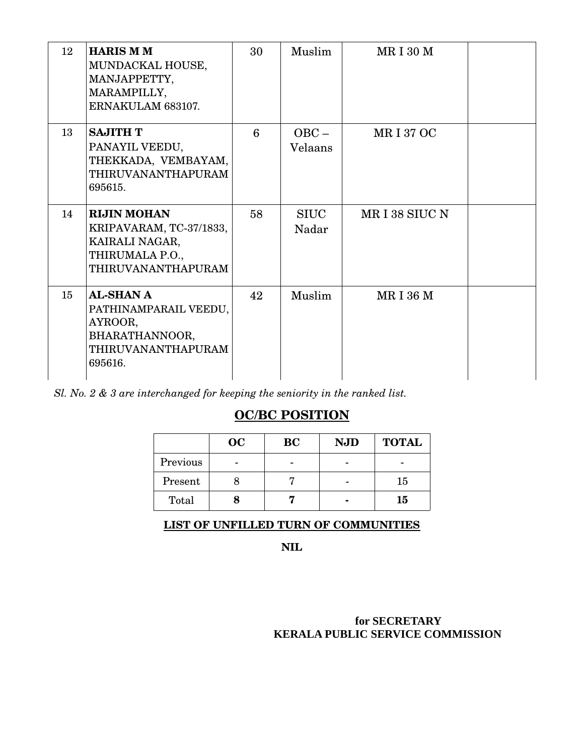| | | | | | |
|---|---|---|---|---|---|
| 12 | **HARIS M M**<br>MUNDACKAL HOUSE,<br>MANJAPPETTY,<br>MARAMPILLY,<br>ERNAKULAM 683107. | 30 | Muslim | MR I 30 M | |
| 13 | **SAJITH T**<br>PANAYIL VEEDU,<br>THEKKADA, VEMBAYAM,<br>THIRUVANANTHAPURAM<br>695615. | 6 | OBC – Velaans | MR I 37 OC | |
| 14 | **RIJIN MOHAN**<br>KRIPAVARAM, TC-37/1833,<br>KAIRALI NAGAR,<br>THIRUMALA P.O.,<br>THIRUVANANTHAPURAM | 58 | SIUC Nadar | MR I 38 SIUC N | |
| 15 | **AL-SHAN A**<br>PATHINAMPARAIL VEEDU,<br>AYROOR,<br>BHARATHANNOOR,<br>THIRUVANANTHAPURAM<br>695616. | 42 | Muslim | MR I 36 M | |

*Sl. No. 2 & 3 are interchanged for keeping the seniority in the ranked list.*

## OC/BC POSITION

| | OC | BC | NJD | TOTAL |
|---|---|---|---|---|
| Previous | - | - | - | - |
| Present | 8 | 7 | - | 15 |
| Total | **8** | **7** | **-** | **15** |

**LIST OF UNFILLED TURN OF COMMUNITIES**

**NIL**

**for SECRETARY**
**KERALA PUBLIC SERVICE COMMISSION**